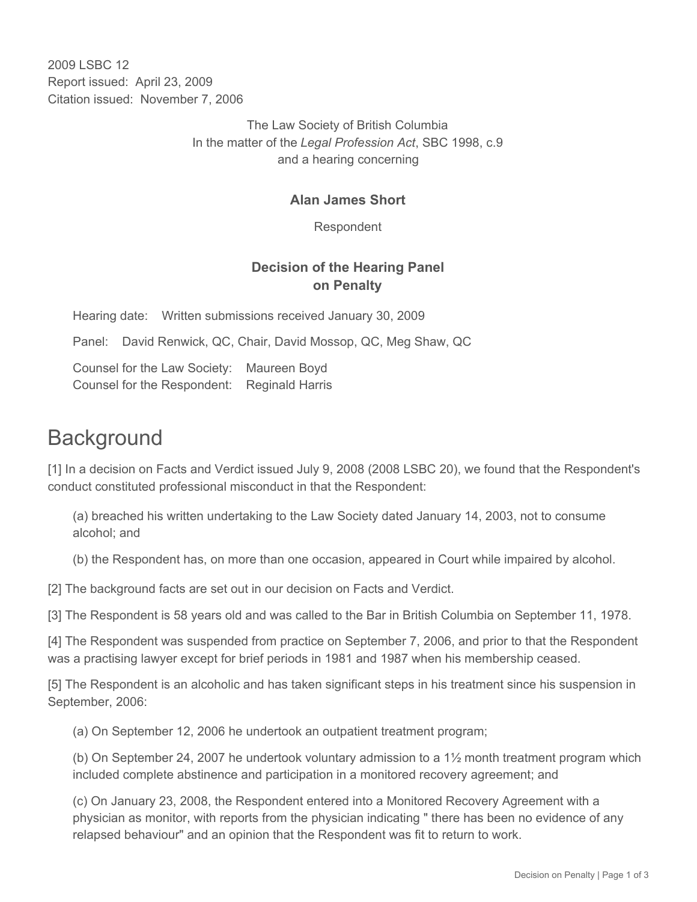2009 LSBC 12
Report issued: April 23, 2009
Citation issued: November 7, 2006

The Law Society of British Columbia
In the matter of the *Legal Profession Act*, SBC 1998, c.9
and a hearing concerning

**Alan James Short**

Respondent

**Decision of the Hearing Panel
on Penalty**

Hearing date: Written submissions received January 30, 2009

Panel: David Renwick, QC, Chair, David Mossop, QC, Meg Shaw, QC

Counsel for the Law Society: Maureen Boyd
Counsel for the Respondent: Reginald Harris

# Background

[1] In a decision on Facts and Verdict issued July 9, 2008 (2008 LSBC 20), we found that the Respondent's conduct constituted professional misconduct in that the Respondent:

(a) breached his written undertaking to the Law Society dated January 14, 2003, not to consume alcohol; and

(b) the Respondent has, on more than one occasion, appeared in Court while impaired by alcohol.

[2] The background facts are set out in our decision on Facts and Verdict.

[3] The Respondent is 58 years old and was called to the Bar in British Columbia on September 11, 1978.

[4] The Respondent was suspended from practice on September 7, 2006, and prior to that the Respondent was a practising lawyer except for brief periods in 1981 and 1987 when his membership ceased.

[5] The Respondent is an alcoholic and has taken significant steps in his treatment since his suspension in September, 2006:

(a) On September 12, 2006 he undertook an outpatient treatment program;

(b) On September 24, 2007 he undertook voluntary admission to a 1½ month treatment program which included complete abstinence and participation in a monitored recovery agreement; and

(c) On January 23, 2008, the Respondent entered into a Monitored Recovery Agreement with a physician as monitor, with reports from the physician indicating " there has been no evidence of any relapsed behaviour" and an opinion that the Respondent was fit to return to work.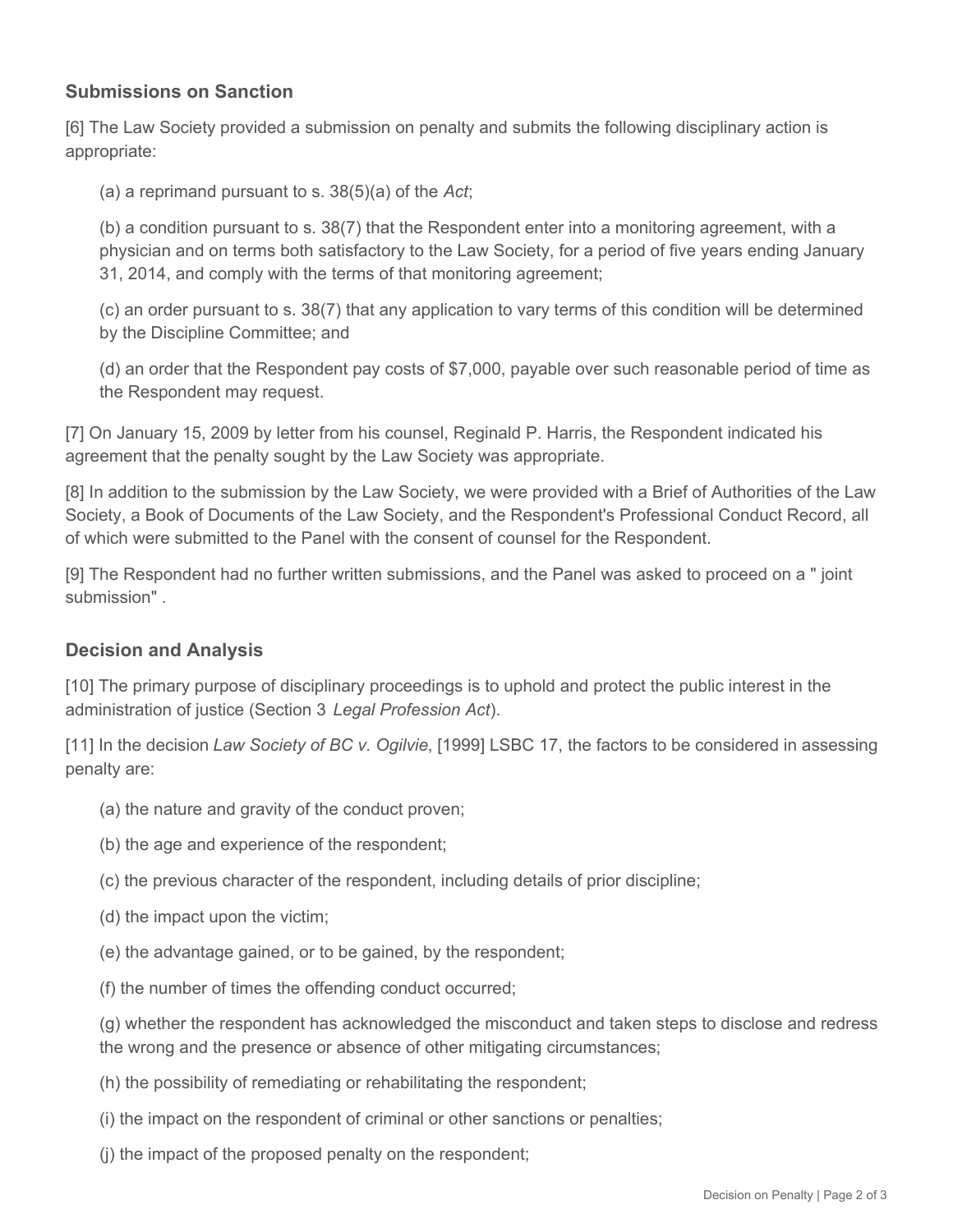## Submissions on Sanction

[6] The Law Society provided a submission on penalty and submits the following disciplinary action is appropriate:

(a) a reprimand pursuant to s. 38(5)(a) of the *Act*;

(b) a condition pursuant to s. 38(7) that the Respondent enter into a monitoring agreement, with a physician and on terms both satisfactory to the Law Society, for a period of five years ending January 31, 2014, and comply with the terms of that monitoring agreement;

(c) an order pursuant to s. 38(7) that any application to vary terms of this condition will be determined by the Discipline Committee; and

(d) an order that the Respondent pay costs of $7,000, payable over such reasonable period of time as the Respondent may request.

[7] On January 15, 2009 by letter from his counsel, Reginald P. Harris, the Respondent indicated his agreement that the penalty sought by the Law Society was appropriate.

[8] In addition to the submission by the Law Society, we were provided with a Brief of Authorities of the Law Society, a Book of Documents of the Law Society, and the Respondent's Professional Conduct Record, all of which were submitted to the Panel with the consent of counsel for the Respondent.

[9] The Respondent had no further written submissions, and the Panel was asked to proceed on a " joint submission" .

## Decision and Analysis

[10] The primary purpose of disciplinary proceedings is to uphold and protect the public interest in the administration of justice (Section 3 *Legal Profession Act*).

[11] In the decision *Law Society of BC v. Ogilvie*, [1999] LSBC 17, the factors to be considered in assessing penalty are:

(a) the nature and gravity of the conduct proven;

(b) the age and experience of the respondent;

(c) the previous character of the respondent, including details of prior discipline;

(d) the impact upon the victim;

(e) the advantage gained, or to be gained, by the respondent;

(f) the number of times the offending conduct occurred;

(g) whether the respondent has acknowledged the misconduct and taken steps to disclose and redress the wrong and the presence or absence of other mitigating circumstances;

(h) the possibility of remediating or rehabilitating the respondent;

(i) the impact on the respondent of criminal or other sanctions or penalties;

(j) the impact of the proposed penalty on the respondent;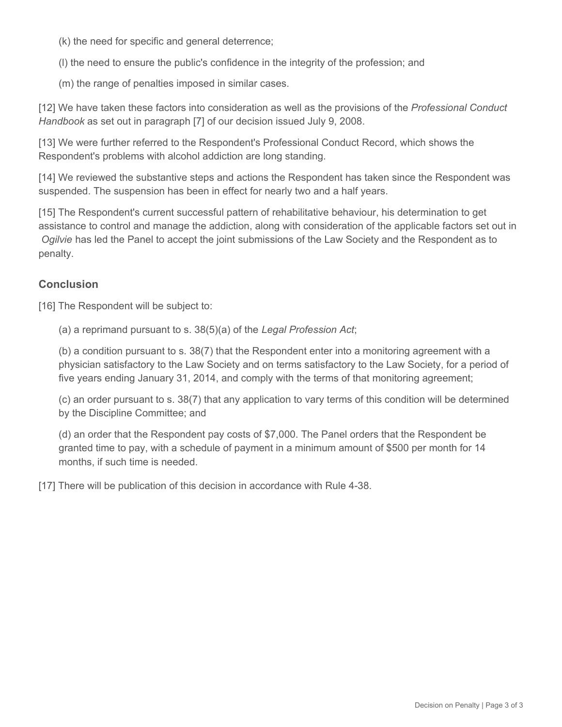(k) the need for specific and general deterrence;

(l) the need to ensure the public's confidence in the integrity of the profession; and

(m) the range of penalties imposed in similar cases.

[12] We have taken these factors into consideration as well as the provisions of the *Professional Conduct Handbook* as set out in paragraph [7] of our decision issued July 9, 2008.

[13] We were further referred to the Respondent's Professional Conduct Record, which shows the Respondent's problems with alcohol addiction are long standing.

[14] We reviewed the substantive steps and actions the Respondent has taken since the Respondent was suspended. The suspension has been in effect for nearly two and a half years.

[15] The Respondent's current successful pattern of rehabilitative behaviour, his determination to get assistance to control and manage the addiction, along with consideration of the applicable factors set out in *Ogilvie* has led the Panel to accept the joint submissions of the Law Society and the Respondent as to penalty.

## Conclusion

[16] The Respondent will be subject to:

(a) a reprimand pursuant to s. 38(5)(a) of the *Legal Profession Act*;

(b) a condition pursuant to s. 38(7) that the Respondent enter into a monitoring agreement with a physician satisfactory to the Law Society and on terms satisfactory to the Law Society, for a period of five years ending January 31, 2014, and comply with the terms of that monitoring agreement;

(c) an order pursuant to s. 38(7) that any application to vary terms of this condition will be determined by the Discipline Committee; and

(d) an order that the Respondent pay costs of $7,000. The Panel orders that the Respondent be granted time to pay, with a schedule of payment in a minimum amount of $500 per month for 14 months, if such time is needed.

[17] There will be publication of this decision in accordance with Rule 4-38.